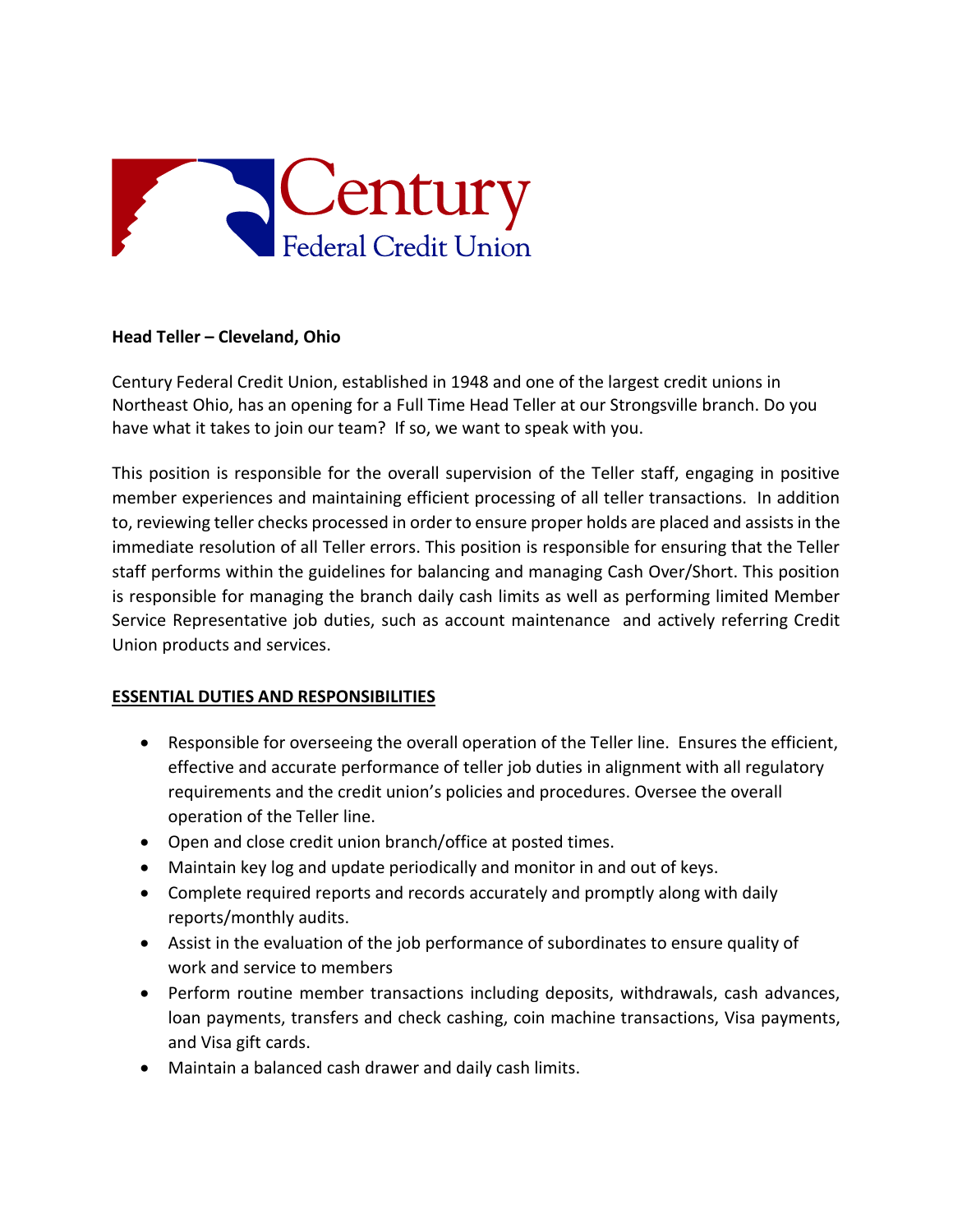Century
Federal Credit Union

**Head Teller – Cleveland, Ohio**

Century Federal Credit Union, established in 1948 and one of the largest credit unions in Northeast Ohio, has an opening for a Full Time Head Teller at our Strongsville branch. Do you have what it takes to join our team? If so, we want to speak with you.

This position is responsible for the overall supervision of the Teller staff, engaging in positive member experiences and maintaining efficient processing of all teller transactions. In addition to, reviewing teller checks processed in order to ensure proper holds are placed and assists in the immediate resolution of all Teller errors. This position is responsible for ensuring that the Teller staff performs within the guidelines for balancing and managing Cash Over/Short. This position is responsible for managing the branch daily cash limits as well as performing limited Member Service Representative job duties, such as account maintenance and actively referring Credit Union products and services.

**ESSENTIAL DUTIES AND RESPONSIBILITIES**

- Responsible for overseeing the overall operation of the Teller line. Ensures the efficient, effective and accurate performance of teller job duties in alignment with all regulatory requirements and the credit union's policies and procedures. Oversee the overall operation of the Teller line.
- Open and close credit union branch/office at posted times.
- Maintain key log and update periodically and monitor in and out of keys.
- Complete required reports and records accurately and promptly along with daily reports/monthly audits.
- Assist in the evaluation of the job performance of subordinates to ensure quality of work and service to members
- Perform routine member transactions including deposits, withdrawals, cash advances, loan payments, transfers and check cashing, coin machine transactions, Visa payments, and Visa gift cards.
- Maintain a balanced cash drawer and daily cash limits.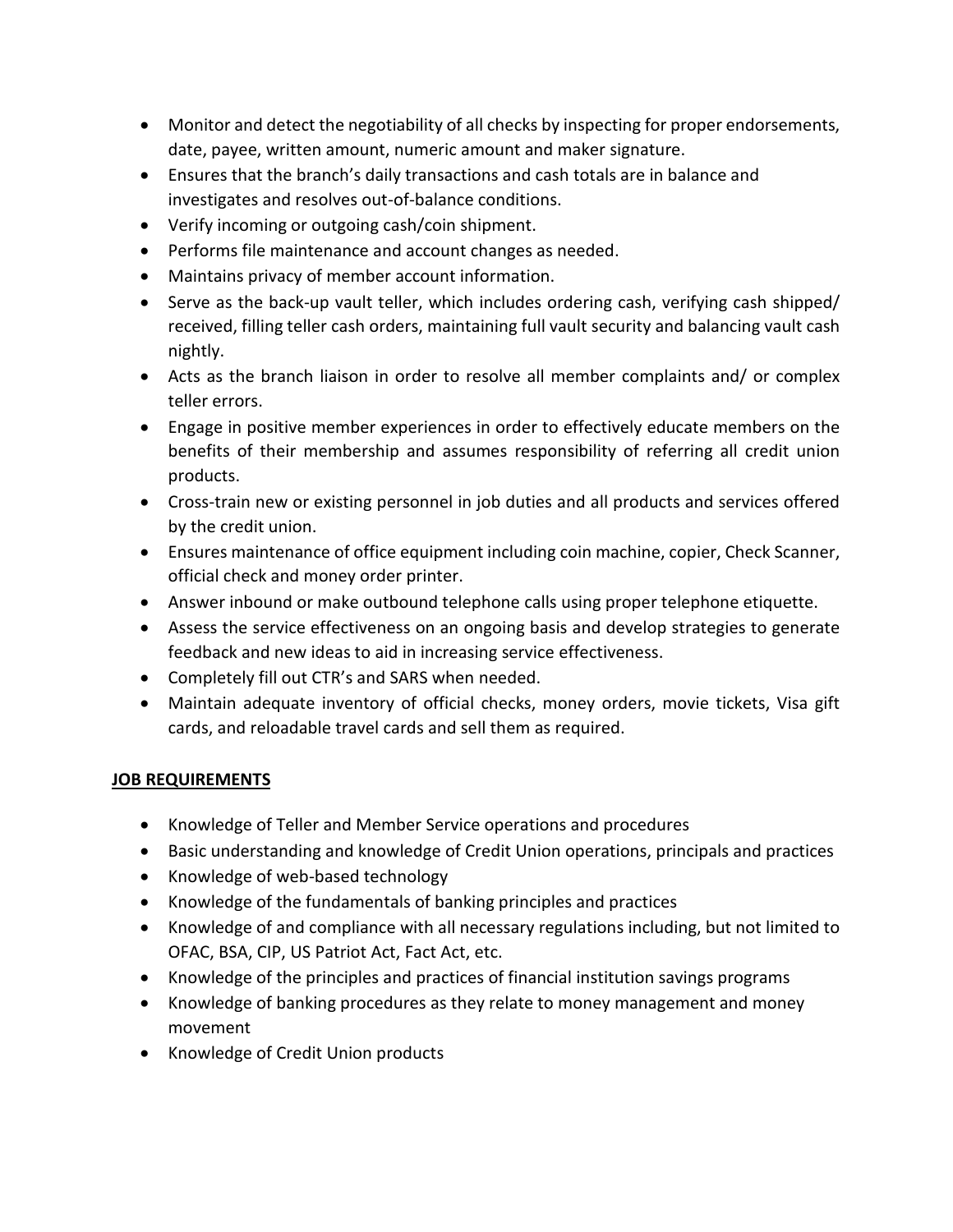- Monitor and detect the negotiability of all checks by inspecting for proper endorsements, date, payee, written amount, numeric amount and maker signature.
- Ensures that the branch's daily transactions and cash totals are in balance and investigates and resolves out-of-balance conditions.
- Verify incoming or outgoing cash/coin shipment.
- Performs file maintenance and account changes as needed.
- Maintains privacy of member account information.
- Serve as the back-up vault teller, which includes ordering cash, verifying cash shipped/ received, filling teller cash orders, maintaining full vault security and balancing vault cash nightly.
- Acts as the branch liaison in order to resolve all member complaints and/ or complex teller errors.
- Engage in positive member experiences in order to effectively educate members on the benefits of their membership and assumes responsibility of referring all credit union products.
- Cross-train new or existing personnel in job duties and all products and services offered by the credit union.
- Ensures maintenance of office equipment including coin machine, copier, Check Scanner, official check and money order printer.
- Answer inbound or make outbound telephone calls using proper telephone etiquette.
- Assess the service effectiveness on an ongoing basis and develop strategies to generate feedback and new ideas to aid in increasing service effectiveness.
- Completely fill out CTR's and SARS when needed.
- Maintain adequate inventory of official checks, money orders, movie tickets, Visa gift cards, and reloadable travel cards and sell them as required.

**JOB REQUIREMENTS**

- Knowledge of Teller and Member Service operations and procedures
- Basic understanding and knowledge of Credit Union operations, principals and practices
- Knowledge of web-based technology
- Knowledge of the fundamentals of banking principles and practices
- Knowledge of and compliance with all necessary regulations including, but not limited to OFAC, BSA, CIP, US Patriot Act, Fact Act, etc.
- Knowledge of the principles and practices of financial institution savings programs
- Knowledge of banking procedures as they relate to money management and money movement
- Knowledge of Credit Union products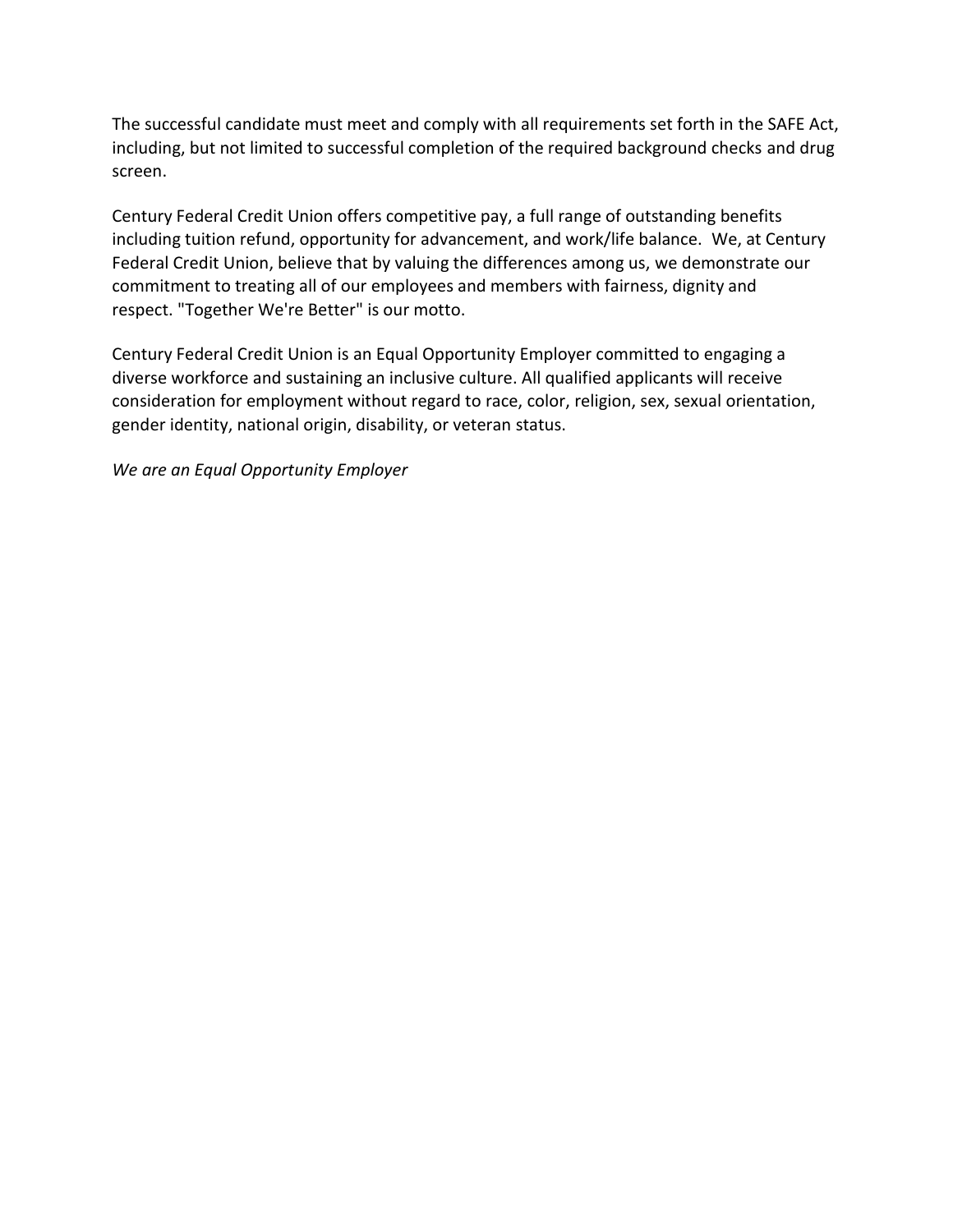The successful candidate must meet and comply with all requirements set forth in the SAFE Act, including, but not limited to successful completion of the required background checks and drug screen.

Century Federal Credit Union offers competitive pay, a full range of outstanding benefits including tuition refund, opportunity for advancement, and work/life balance. We, at Century Federal Credit Union, believe that by valuing the differences among us, we demonstrate our commitment to treating all of our employees and members with fairness, dignity and respect. "Together We're Better" is our motto.

Century Federal Credit Union is an Equal Opportunity Employer committed to engaging a diverse workforce and sustaining an inclusive culture. All qualified applicants will receive consideration for employment without regard to race, color, religion, sex, sexual orientation, gender identity, national origin, disability, or veteran status.

*We are an Equal Opportunity Employer*